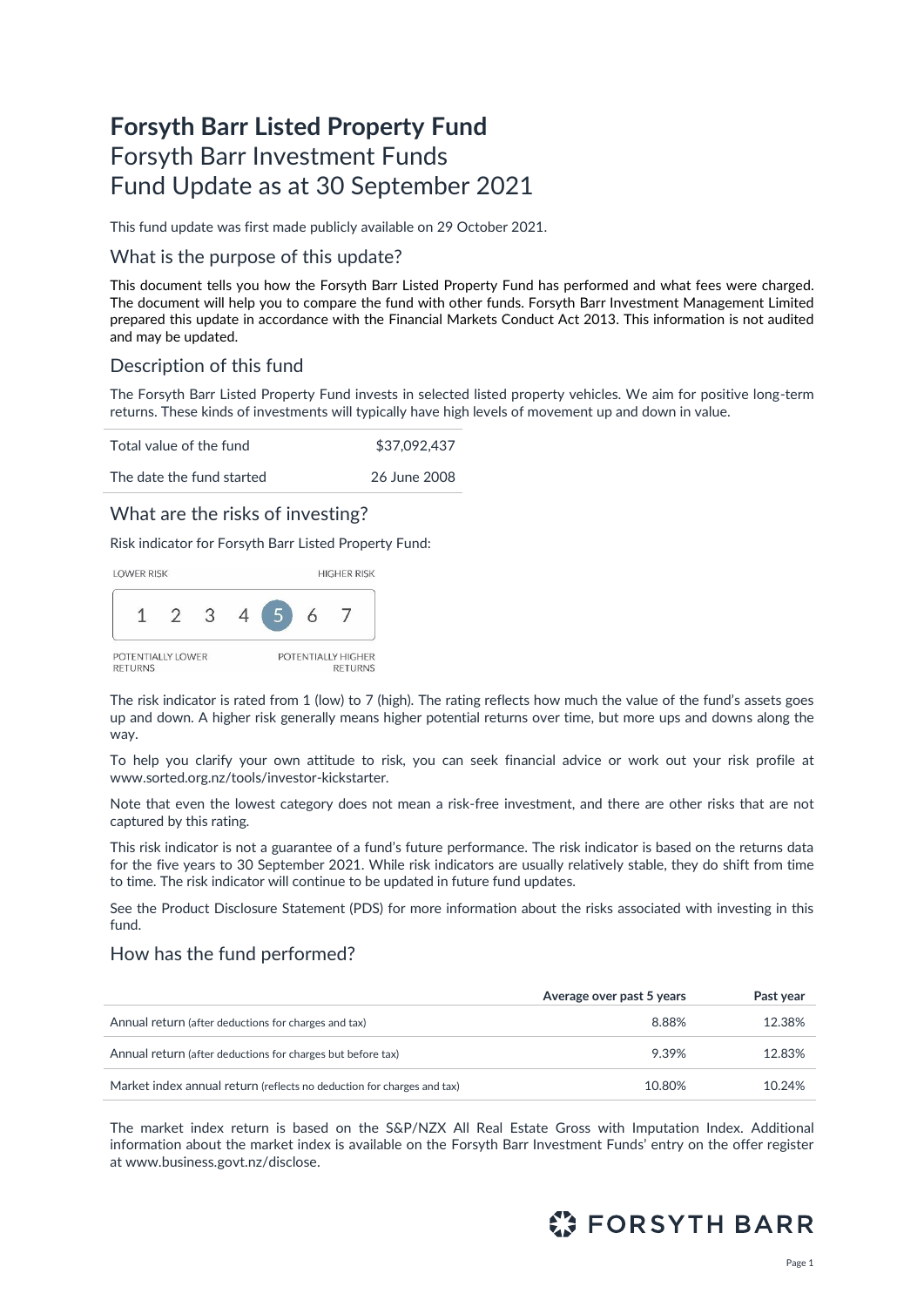# Forsyth Barr Listed Property Fund

Forsyth Barr Investment Funds
Fund Update as at 30 September 2021

This fund update was first made publicly available on 29 October 2021.

## What is the purpose of this update?

This document tells you how the Forsyth Barr Listed Property Fund has performed and what fees were charged. The document will help you to compare the fund with other funds. Forsyth Barr Investment Management Limited prepared this update in accordance with the Financial Markets Conduct Act 2013. This information is not audited and may be updated.

## Description of this fund

The Forsyth Barr Listed Property Fund invests in selected listed property vehicles. We aim for positive long-term returns. These kinds of investments will typically have high levels of movement up and down in value.

| | |
|---|---|
| Total value of the fund | $37,092,437 |
| The date the fund started | 26 June 2008 |

## What are the risks of investing?

Risk indicator for Forsyth Barr Listed Property Fund:

LOWER RISK — HIGHER RISK

1 2 3 4 **5** 6 7

POTENTIALLY LOWER RETURNS — POTENTIALLY HIGHER RETURNS

The risk indicator is rated from 1 (low) to 7 (high). The rating reflects how much the value of the fund's assets goes up and down. A higher risk generally means higher potential returns over time, but more ups and downs along the way.

To help you clarify your own attitude to risk, you can seek financial advice or work out your risk profile at www.sorted.org.nz/tools/investor-kickstarter.

Note that even the lowest category does not mean a risk-free investment, and there are other risks that are not captured by this rating.

This risk indicator is not a guarantee of a fund's future performance. The risk indicator is based on the returns data for the five years to 30 September 2021. While risk indicators are usually relatively stable, they do shift from time to time. The risk indicator will continue to be updated in future fund updates.

See the Product Disclosure Statement (PDS) for more information about the risks associated with investing in this fund.

## How has the fund performed?

| | Average over past 5 years | Past year |
|---|---|---|
| Annual return (after deductions for charges and tax) | 8.88% | 12.38% |
| Annual return (after deductions for charges but before tax) | 9.39% | 12.83% |
| Market index annual return (reflects no deduction for charges and tax) | 10.80% | 10.24% |

The market index return is based on the S&P/NZX All Real Estate Gross with Imputation Index. Additional information about the market index is available on the Forsyth Barr Investment Funds' entry on the offer register at www.business.govt.nz/disclose.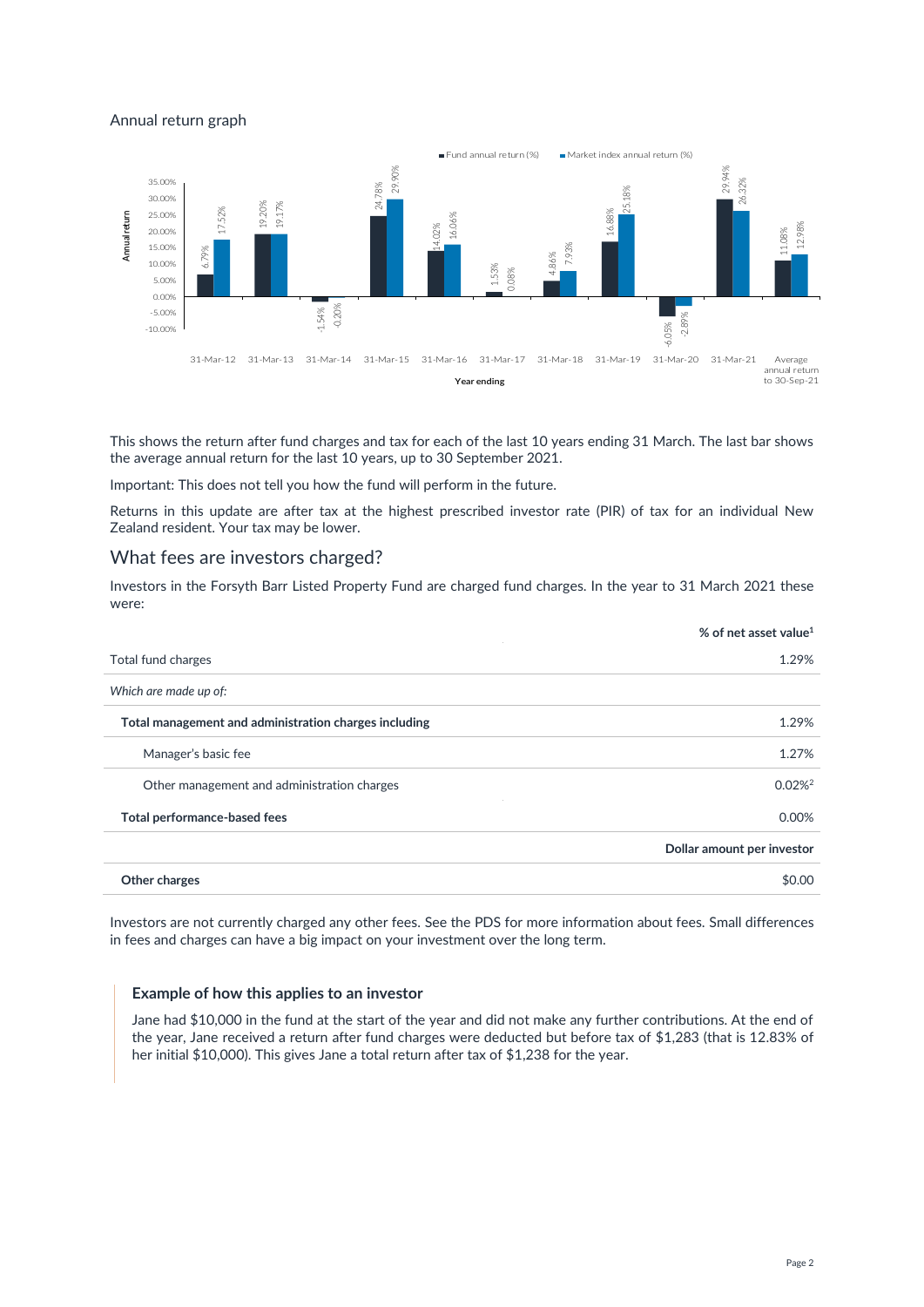Annual return graph

| Year ending | Fund annual return (%) | Market index annual return (%) |
| --- | --- | --- |
| 31-Mar-12 | 6.79% | 17.52% |
| 31-Mar-13 | 19.20% | 19.17% |
| 31-Mar-14 | -1.54% | -0.20% |
| 31-Mar-15 | 24.78% | 29.90% |
| 31-Mar-16 | 14.02% | 16.06% |
| 31-Mar-17 | 1.53% | 0.08% |
| 31-Mar-18 | 4.86% | 7.93% |
| 31-Mar-19 | 16.88% | 25.18% |
| 31-Mar-20 | -6.05% | -2.89% |
| 31-Mar-21 | 29.94% | 26.32% |
| Average annual return to 30-Sep-21 | 11.08% | 12.98% |

This shows the return after fund charges and tax for each of the last 10 years ending 31 March. The last bar shows the average annual return for the last 10 years, up to 30 September 2021.

Important: This does not tell you how the fund will perform in the future.

Returns in this update are after tax at the highest prescribed investor rate (PIR) of tax for an individual New Zealand resident. Your tax may be lower.

## What fees are investors charged?

Investors in the Forsyth Barr Listed Property Fund are charged fund charges. In the year to 31 March 2021 these were:

| | % of net asset value[1] |
| --- | --- |
| Total fund charges | 1.29% |
| *Which are made up of:* | |
| **Total management and administration charges including** | 1.29% |
| Manager's basic fee | 1.27% |
| Other management and administration charges | 0.02%[2] |
| **Total performance-based fees** | 0.00% |
| | **Dollar amount per investor** |
| **Other charges** | $0.00 |

Investors are not currently charged any other fees. See the PDS for more information about fees. Small differences in fees and charges can have a big impact on your investment over the long term.

### Example of how this applies to an investor

Jane had $10,000 in the fund at the start of the year and did not make any further contributions. At the end of the year, Jane received a return after fund charges were deducted but before tax of $1,283 (that is 12.83% of her initial $10,000). This gives Jane a total return after tax of $1,238 for the year.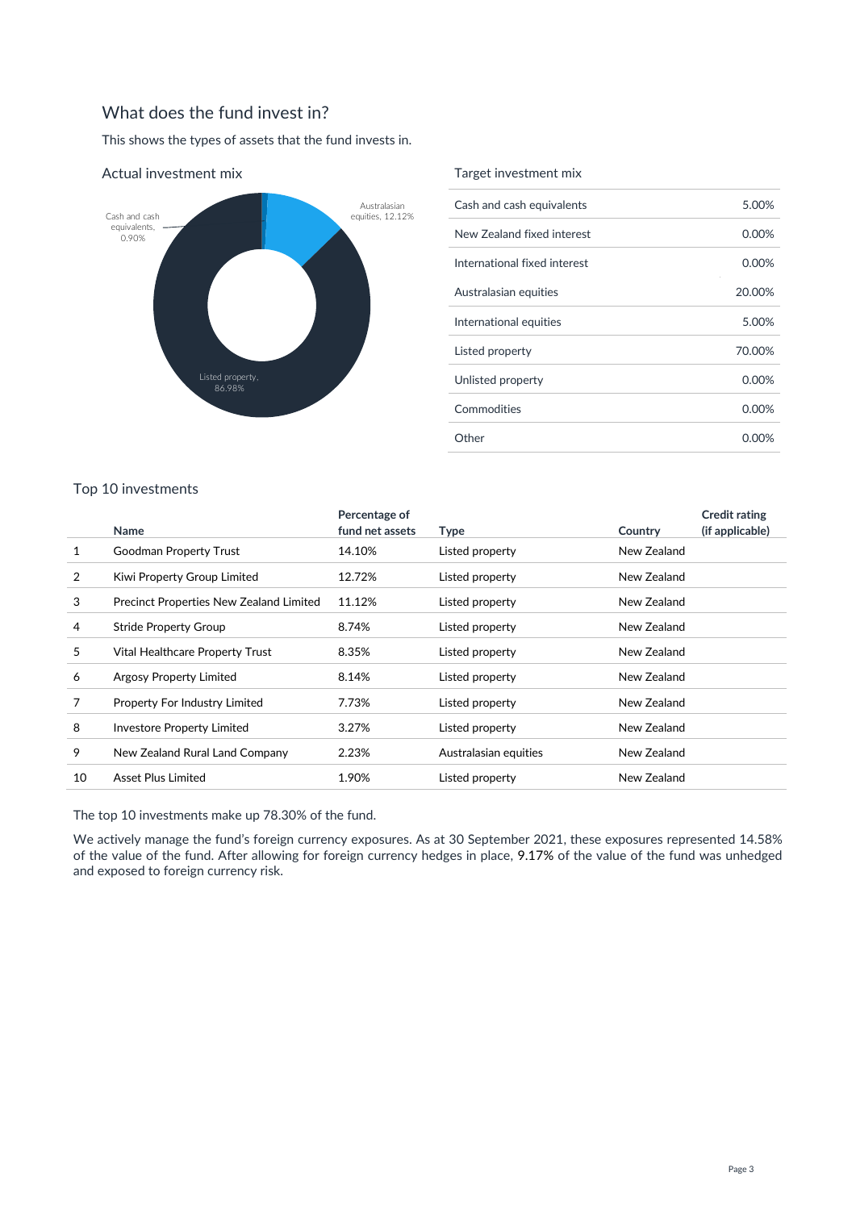## What does the fund invest in?

This shows the types of assets that the fund invests in.

### Actual investment mix

Cash and cash equivalents, 0.90%

Australasian equities, 12.12%

Listed property, 86.98%

### Target investment mix

| | |
|---|---|
| Cash and cash equivalents | 5.00% |
| New Zealand fixed interest | 0.00% |
| International fixed interest | 0.00% |
| Australasian equities | 20.00% |
| International equities | 5.00% |
| Listed property | 70.00% |
| Unlisted property | 0.00% |
| Commodities | 0.00% |
| Other | 0.00% |

### Top 10 investments

| | Name | Percentage of fund net assets | Type | Country | Credit rating (if applicable) |
|---|---|---|---|---|---|
| 1 | Goodman Property Trust | 14.10% | Listed property | New Zealand | |
| 2 | Kiwi Property Group Limited | 12.72% | Listed property | New Zealand | |
| 3 | Precinct Properties New Zealand Limited | 11.12% | Listed property | New Zealand | |
| 4 | Stride Property Group | 8.74% | Listed property | New Zealand | |
| 5 | Vital Healthcare Property Trust | 8.35% | Listed property | New Zealand | |
| 6 | Argosy Property Limited | 8.14% | Listed property | New Zealand | |
| 7 | Property For Industry Limited | 7.73% | Listed property | New Zealand | |
| 8 | Investore Property Limited | 3.27% | Listed property | New Zealand | |
| 9 | New Zealand Rural Land Company | 2.23% | Australasian equities | New Zealand | |
| 10 | Asset Plus Limited | 1.90% | Listed property | New Zealand | |

The top 10 investments make up 78.30% of the fund.

We actively manage the fund's foreign currency exposures. As at 30 September 2021, these exposures represented 14.58% of the value of the fund. After allowing for foreign currency hedges in place, 9.17% of the value of the fund was unhedged and exposed to foreign currency risk.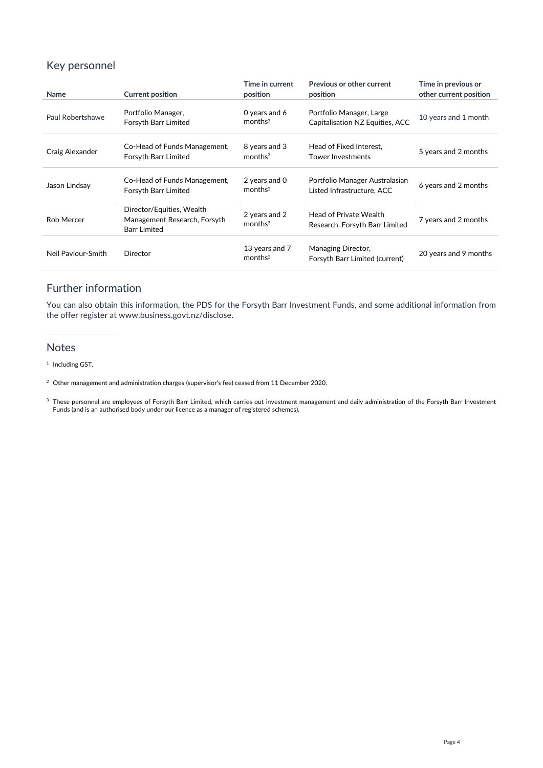## Key personnel

| Name | Current position | Time in current position | Previous or other current position | Time in previous or other current position |
|---|---|---|---|---|
| Paul Robertshawe | Portfolio Manager, Forsyth Barr Limited | 0 years and 6 months[3] | Portfolio Manager, Large Capitalisation NZ Equities, ACC | 10 years and 1 month |
| Craig Alexander | Co-Head of Funds Management, Forsyth Barr Limited | 8 years and 3 months[3] | Head of Fixed Interest, Tower Investments | 5 years and 2 months |
| Jason Lindsay | Co-Head of Funds Management, Forsyth Barr Limited | 2 years and 0 months[3] | Portfolio Manager Australasian Listed Infrastructure, ACC | 6 years and 2 months |
| Rob Mercer | Director/Equities, Wealth Management Research, Forsyth Barr Limited | 2 years and 2 months[3] | Head of Private Wealth Research, Forsyth Barr Limited | 7 years and 2 months |
| Neil Paviour-Smith | Director | 13 years and 7 months[3] | Managing Director, Forsyth Barr Limited (current) | 20 years and 9 months |

## Further information

You can also obtain this information, the PDS for the Forsyth Barr Investment Funds, and some additional information from the offer register at www.business.govt.nz/disclose.

## Notes

[1] Including GST.

[2] Other management and administration charges (supervisor's fee) ceased from 11 December 2020.

[3] These personnel are employees of Forsyth Barr Limited, which carries out investment management and daily administration of the Forsyth Barr Investment Funds (and is an authorised body under our licence as a manager of registered schemes).